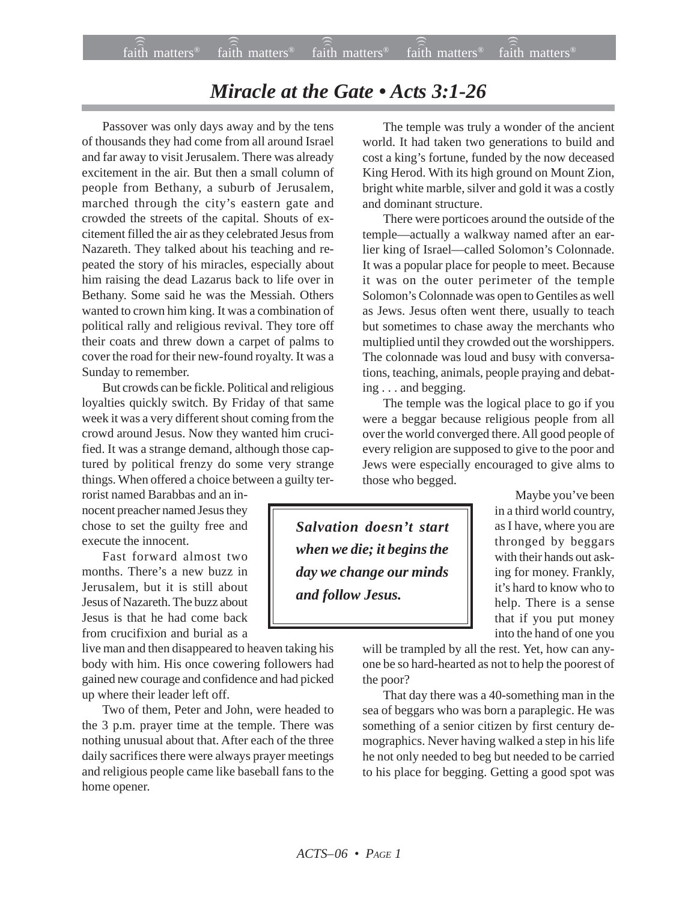# Miracle at the Gate • Acts 3:1-26

Passover was only days away and by the tens of thousands they had come from all around Israel and far away to visit Jerusalem. There was already excitement in the air. But then a small column of people from Bethany, a suburb of Jerusalem, marched through the city's eastern gate and crowded the streets of the capital. Shouts of excitement filled the air as they celebrated Jesus from Nazareth. They talked about his teaching and repeated the story of his miracles, especially about him raising the dead Lazarus back to life over in Bethany. Some said he was the Messiah. Others wanted to crown him king. It was a combination of political rally and religious revival. They tore off their coats and threw down a carpet of palms to cover the road for their new-found royalty. It was a Sunday to remember.

But crowds can be fickle. Political and religious loyalties quickly switch. By Friday of that same week it was a very different shout coming from the crowd around Jesus. Now they wanted him crucified. It was a strange demand, although those captured by political frenzy do some very strange things. When offered a choice between a guilty terrorist named Barabbas and an innocent preacher named Jesus they chose to set the guilty free and execute the innocent.

Fast forward almost two months. There's a new buzz in Jerusalem, but it is still about Jesus of Nazareth. The buzz about Jesus is that he had come back from crucifixion and burial as a live man and then disappeared to heaven taking his body with him. His once cowering followers had gained new courage and confidence and had picked up where their leader left off.

Two of them, Peter and John, were headed to the 3 p.m. prayer time at the temple. There was nothing unusual about that. After each of the three daily sacrifices there were always prayer meetings and religious people came like baseball fans to the home opener.

The temple was truly a wonder of the ancient world. It had taken two generations to build and cost a king's fortune, funded by the now deceased King Herod. With its high ground on Mount Zion, bright white marble, silver and gold it was a costly and dominant structure.

There were porticoes around the outside of the temple—actually a walkway named after an earlier king of Israel—called Solomon's Colonnade. It was a popular place for people to meet. Because it was on the outer perimeter of the temple Solomon's Colonnade was open to Gentiles as well as Jews. Jesus often went there, usually to teach but sometimes to chase away the merchants who multiplied until they crowded out the worshippers. The colonnade was loud and busy with conversations, teaching, animals, people praying and debating . . . and begging.

The temple was the logical place to go if you were a beggar because religious people from all over the world converged there. All good people of every religion are supposed to give to the poor and Jews were especially encouraged to give alms to those who begged.

> ***Salvation doesn't start when we die; it begins the day we change our minds and follow Jesus.***

Maybe you've been in a third world country, as I have, where you are thronged by beggars with their hands out asking for money. Frankly, it's hard to know who to help. There is a sense that if you put money into the hand of one you will be trampled by all the rest. Yet, how can anyone be so hard-hearted as not to help the poorest of the poor?

That day there was a 40-something man in the sea of beggars who was born a paraplegic. He was something of a senior citizen by first century demographics. Never having walked a step in his life he not only needed to beg but needed to be carried to his place for begging. Getting a good spot was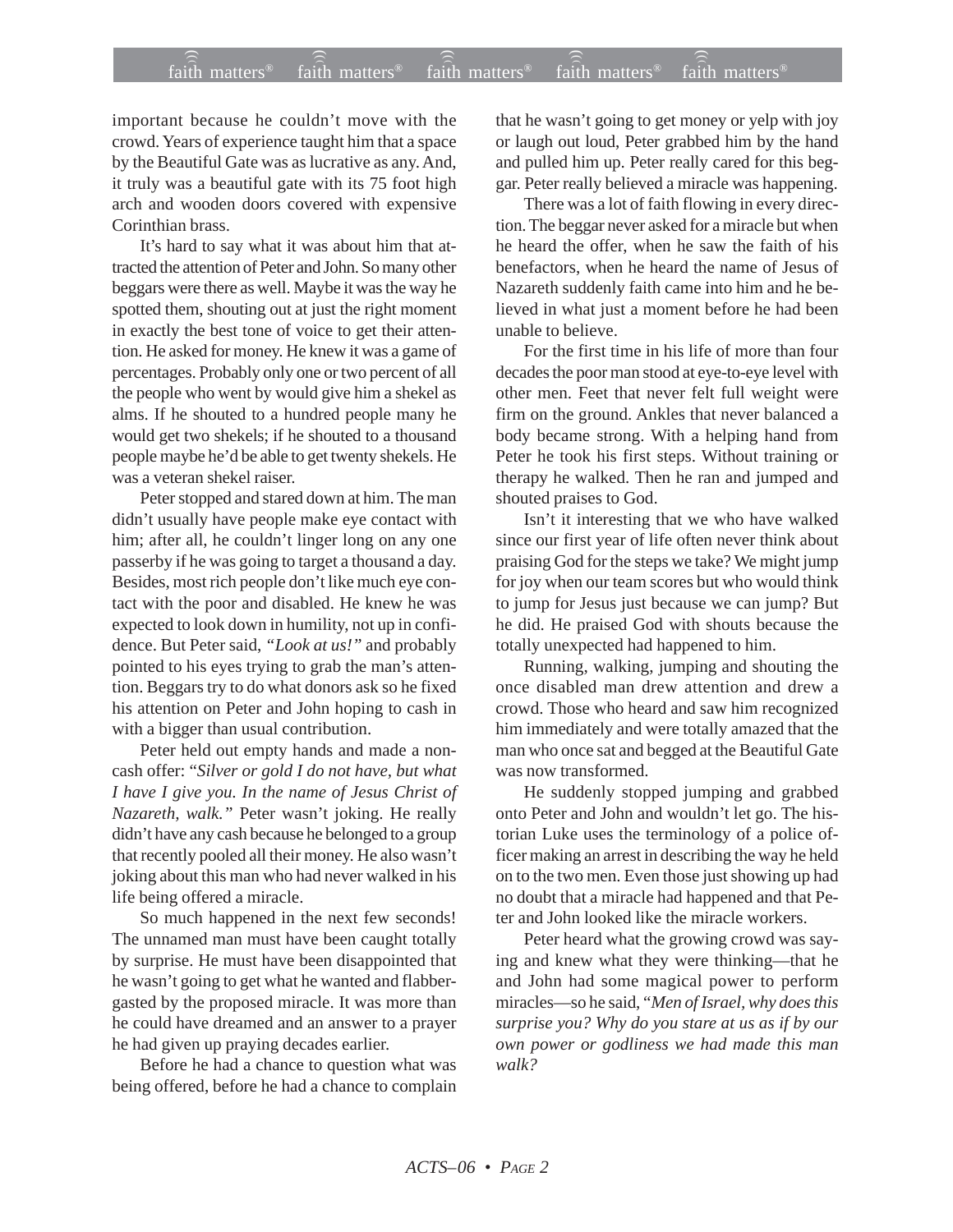important because he couldn't move with the crowd. Years of experience taught him that a space by the Beautiful Gate was as lucrative as any. And, it truly was a beautiful gate with its 75 foot high arch and wooden doors covered with expensive Corinthian brass.

It's hard to say what it was about him that attracted the attention of Peter and John. So many other beggars were there as well. Maybe it was the way he spotted them, shouting out at just the right moment in exactly the best tone of voice to get their attention. He asked for money. He knew it was a game of percentages. Probably only one or two percent of all the people who went by would give him a shekel as alms. If he shouted to a hundred people many he would get two shekels; if he shouted to a thousand people maybe he'd be able to get twenty shekels. He was a veteran shekel raiser.

Peter stopped and stared down at him. The man didn't usually have people make eye contact with him; after all, he couldn't linger long on any one passerby if he was going to target a thousand a day. Besides, most rich people don't like much eye contact with the poor and disabled. He knew he was expected to look down in humility, not up in confidence. But Peter said, *"Look at us!"* and probably pointed to his eyes trying to grab the man's attention. Beggars try to do what donors ask so he fixed his attention on Peter and John hoping to cash in with a bigger than usual contribution.

Peter held out empty hands and made a noncash offer: "*Silver or gold I do not have, but what I have I give you. In the name of Jesus Christ of Nazareth, walk.*" Peter wasn't joking. He really didn't have any cash because he belonged to a group that recently pooled all their money. He also wasn't joking about this man who had never walked in his life being offered a miracle.

So much happened in the next few seconds! The unnamed man must have been caught totally by surprise. He must have been disappointed that he wasn't going to get what he wanted and flabbergasted by the proposed miracle. It was more than he could have dreamed and an answer to a prayer he had given up praying decades earlier.

Before he had a chance to question what was being offered, before he had a chance to complain that he wasn't going to get money or yelp with joy or laugh out loud, Peter grabbed him by the hand and pulled him up. Peter really cared for this beggar. Peter really believed a miracle was happening.

There was a lot of faith flowing in every direction. The beggar never asked for a miracle but when he heard the offer, when he saw the faith of his benefactors, when he heard the name of Jesus of Nazareth suddenly faith came into him and he believed in what just a moment before he had been unable to believe.

For the first time in his life of more than four decades the poor man stood at eye-to-eye level with other men. Feet that never felt full weight were firm on the ground. Ankles that never balanced a body became strong. With a helping hand from Peter he took his first steps. Without training or therapy he walked. Then he ran and jumped and shouted praises to God.

Isn't it interesting that we who have walked since our first year of life often never think about praising God for the steps we take? We might jump for joy when our team scores but who would think to jump for Jesus just because we can jump? But he did. He praised God with shouts because the totally unexpected had happened to him.

Running, walking, jumping and shouting the once disabled man drew attention and drew a crowd. Those who heard and saw him recognized him immediately and were totally amazed that the man who once sat and begged at the Beautiful Gate was now transformed.

He suddenly stopped jumping and grabbed onto Peter and John and wouldn't let go. The historian Luke uses the terminology of a police officer making an arrest in describing the way he held on to the two men. Even those just showing up had no doubt that a miracle had happened and that Peter and John looked like the miracle workers.

Peter heard what the growing crowd was saying and knew what they were thinking—that he and John had some magical power to perform miracles—so he said, "*Men of Israel, why does this surprise you? Why do you stare at us as if by our own power or godliness we had made this man walk?*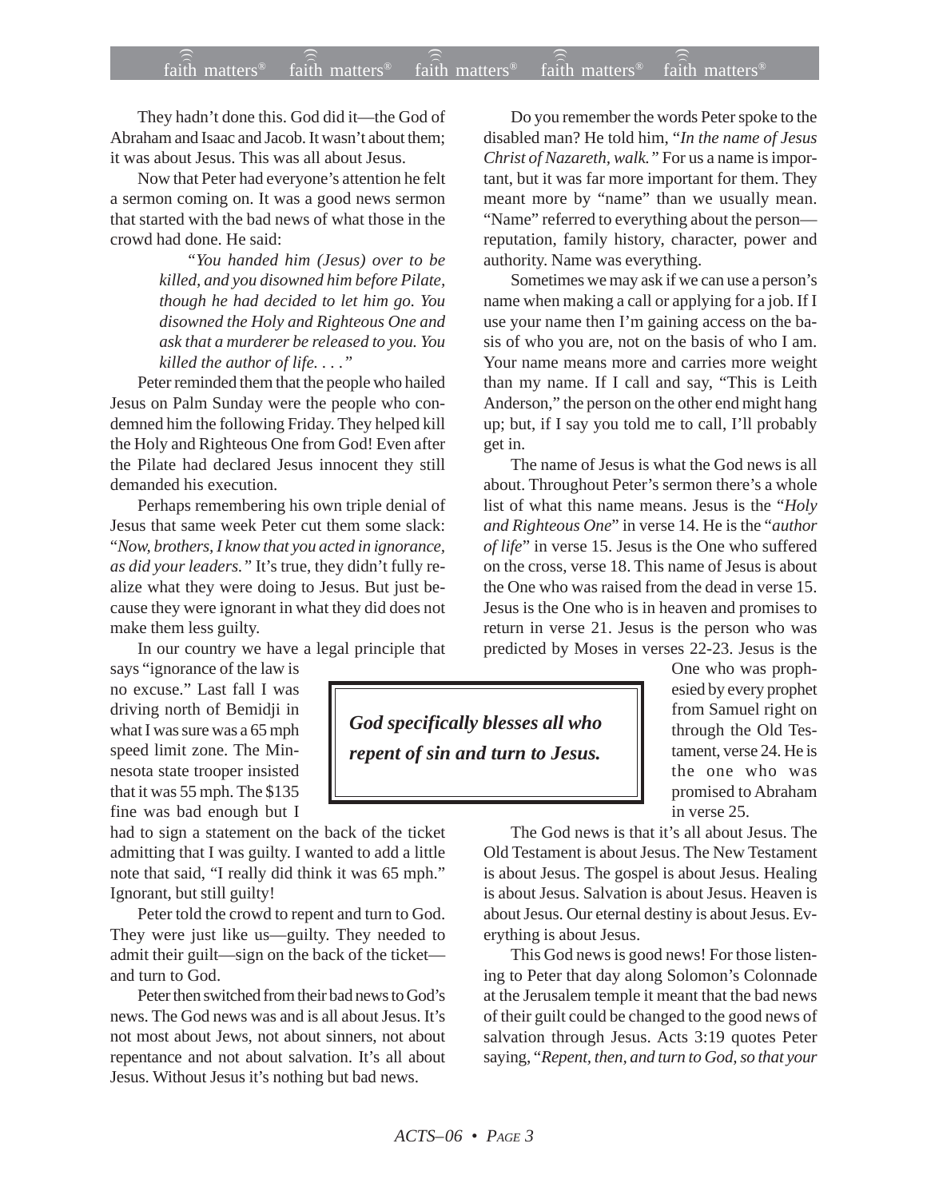They hadn't done this. God did it—the God of Abraham and Isaac and Jacob. It wasn't about them; it was about Jesus. This was all about Jesus.

Now that Peter had everyone's attention he felt a sermon coming on. It was a good news sermon that started with the bad news of what those in the crowd had done. He said:

> *"You handed him (Jesus) over to be killed, and you disowned him before Pilate, though he had decided to let him go. You disowned the Holy and Righteous One and ask that a murderer be released to you. You killed the author of life. . . ."*

Peter reminded them that the people who hailed Jesus on Palm Sunday were the people who condemned him the following Friday. They helped kill the Holy and Righteous One from God! Even after the Pilate had declared Jesus innocent they still demanded his execution.

Perhaps remembering his own triple denial of Jesus that same week Peter cut them some slack: "*Now, brothers, I know that you acted in ignorance, as did your leaders."* It's true, they didn't fully realize what they were doing to Jesus. But just because they were ignorant in what they did does not make them less guilty.

In our country we have a legal principle that says "ignorance of the law is no excuse." Last fall I was driving north of Bemidji in what I was sure was a 65 mph speed limit zone. The Minnesota state trooper insisted that it was 55 mph. The $135 fine was bad enough but I had to sign a statement on the back of the ticket admitting that I was guilty. I wanted to add a little note that said, "I really did think it was 65 mph." Ignorant, but still guilty!

**God specifically blesses all who repent of sin and turn to Jesus.**

Peter told the crowd to repent and turn to God. They were just like us—guilty. They needed to admit their guilt—sign on the back of the ticket—and turn to God.

Peter then switched from their bad news to God's news. The God news was and is all about Jesus. It's not most about Jews, not about sinners, not about repentance and not about salvation. It's all about Jesus. Without Jesus it's nothing but bad news.

Do you remember the words Peter spoke to the disabled man? He told him, *"In the name of Jesus Christ of Nazareth, walk."* For us a name is important, but it was far more important for them. They meant more by "name" than we usually mean. "Name" referred to everything about the person—reputation, family history, character, power and authority. Name was everything.

Sometimes we may ask if we can use a person's name when making a call or applying for a job. If I use your name then I'm gaining access on the basis of who you are, not on the basis of who I am. Your name means more and carries more weight than my name. If I call and say, "This is Leith Anderson," the person on the other end might hang up; but, if I say you told me to call, I'll probably get in.

The name of Jesus is what the God news is all about. Throughout Peter's sermon there's a whole list of what this name means. Jesus is the "*Holy and Righteous One*" in verse 14. He is the "*author of life*" in verse 15. Jesus is the One who suffered on the cross, verse 18. This name of Jesus is about the One who was raised from the dead in verse 15. Jesus is the One who is in heaven and promises to return in verse 21. Jesus is the person who was predicted by Moses in verses 22-23. Jesus is the One who was prophesied by every prophet from Samuel right on through the Old Testament, verse 24. He is the one who was promised to Abraham in verse 25.

The God news is that it's all about Jesus. The Old Testament is about Jesus. The New Testament is about Jesus. The gospel is about Jesus. Healing is about Jesus. Salvation is about Jesus. Heaven is about Jesus. Our eternal destiny is about Jesus. Everything is about Jesus.

This God news is good news! For those listening to Peter that day along Solomon's Colonnade at the Jerusalem temple it meant that the bad news of their guilt could be changed to the good news of salvation through Jesus. Acts 3:19 quotes Peter saying, "*Repent, then, and turn to God, so that your*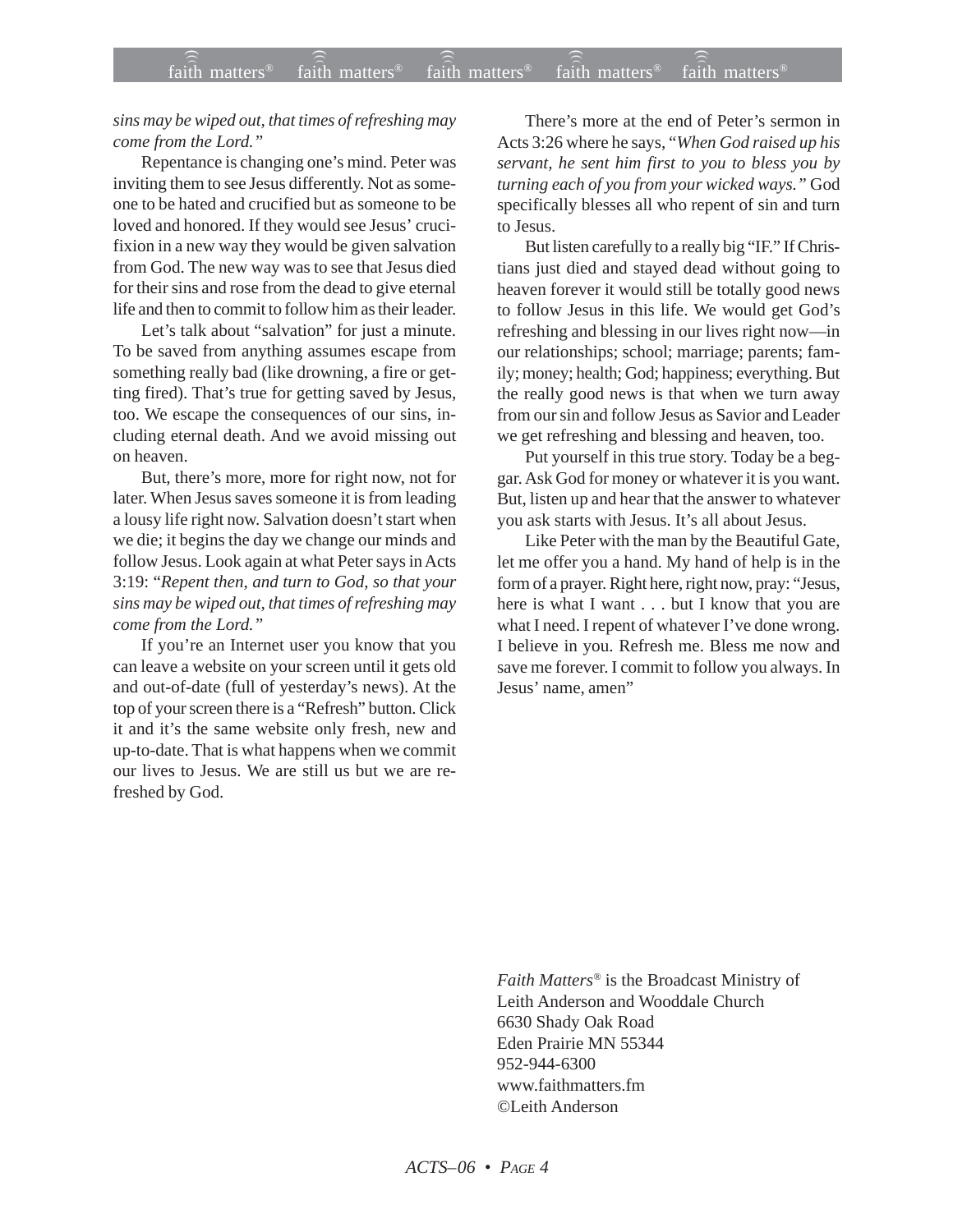*sins may be wiped out, that times of refreshing may come from the Lord."*

Repentance is changing one's mind. Peter was inviting them to see Jesus differently. Not as someone to be hated and crucified but as someone to be loved and honored. If they would see Jesus' crucifixion in a new way they would be given salvation from God. The new way was to see that Jesus died for their sins and rose from the dead to give eternal life and then to commit to follow him as their leader.

Let's talk about "salvation" for just a minute. To be saved from anything assumes escape from something really bad (like drowning, a fire or getting fired). That's true for getting saved by Jesus, too. We escape the consequences of our sins, including eternal death. And we avoid missing out on heaven.

But, there's more, more for right now, not for later. When Jesus saves someone it is from leading a lousy life right now. Salvation doesn't start when we die; it begins the day we change our minds and follow Jesus. Look again at what Peter says in Acts 3:19: "*Repent then, and turn to God, so that your sins may be wiped out, that times of refreshing may come from the Lord."*

If you're an Internet user you know that you can leave a website on your screen until it gets old and out-of-date (full of yesterday's news). At the top of your screen there is a "Refresh" button. Click it and it's the same website only fresh, new and up-to-date. That is what happens when we commit our lives to Jesus. We are still us but we are refreshed by God.

There's more at the end of Peter's sermon in Acts 3:26 where he says, "*When God raised up his servant, he sent him first to you to bless you by turning each of you from your wicked ways."* God specifically blesses all who repent of sin and turn to Jesus.

But listen carefully to a really big "IF." If Christians just died and stayed dead without going to heaven forever it would still be totally good news to follow Jesus in this life. We would get God's refreshing and blessing in our lives right now—in our relationships; school; marriage; parents; family; money; health; God; happiness; everything. But the really good news is that when we turn away from our sin and follow Jesus as Savior and Leader we get refreshing and blessing and heaven, too.

Put yourself in this true story. Today be a beggar. Ask God for money or whatever it is you want. But, listen up and hear that the answer to whatever you ask starts with Jesus. It's all about Jesus.

Like Peter with the man by the Beautiful Gate, let me offer you a hand. My hand of help is in the form of a prayer. Right here, right now, pray: "Jesus, here is what I want . . . but I know that you are what I need. I repent of whatever I've done wrong. I believe in you. Refresh me. Bless me now and save me forever. I commit to follow you always. In Jesus' name, amen"

*Faith Matters®* is the Broadcast Ministry of
Leith Anderson and Wooddale Church
6630 Shady Oak Road
Eden Prairie MN 55344
952-944-6300
www.faithmatters.fm
©Leith Anderson